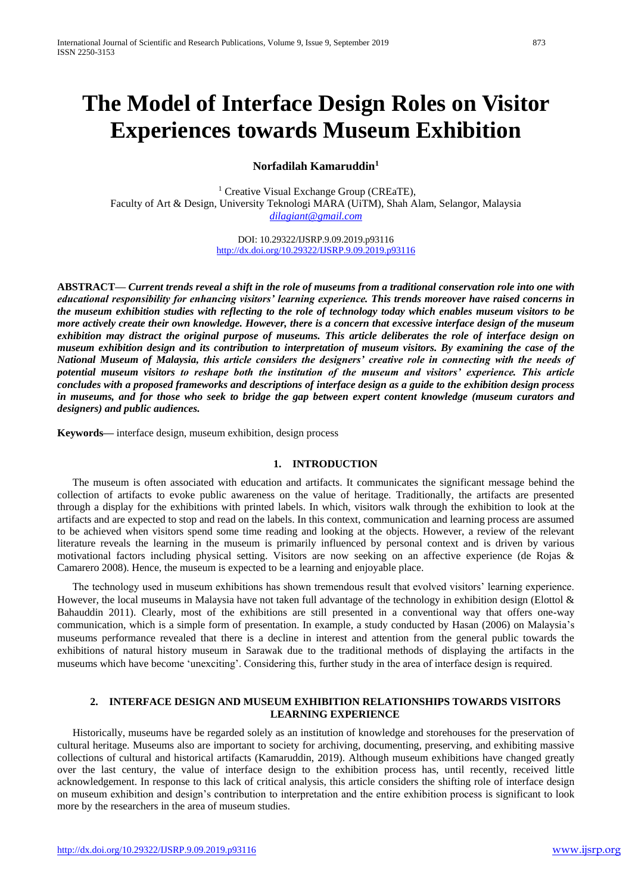# The Model of Interface Design Roles on Visitor Experiences towards Museum Exhibition

**Norfadilah Kamaruddin[1]**

[1] Creative Visual Exchange Group (CREaTE), Faculty of Art & Design, University Teknologi MARA (UiTM), Shah Alam, Selangor, Malaysia
dilagiant@gmail.com

DOI: 10.29322/IJSRP.9.09.2019.p93116
http://dx.doi.org/10.29322/IJSRP.9.09.2019.p93116

**ABSTRACT—** ***Current trends reveal a shift in the role of museums from a traditional conservation role into one with educational responsibility for enhancing visitors' learning experience. This trends moreover have raised concerns in the museum exhibition studies with reflecting to the role of technology today which enables museum visitors to be more actively create their own knowledge. However, there is a concern that excessive interface design of the museum exhibition may distract the original purpose of museums. This article deliberates the role of interface design on museum exhibition design and its contribution to interpretation of museum visitors. By examining the case of the National Museum of Malaysia, this article considers the designers' creative role in connecting with the needs of potential museum visitors to reshape both the institution of the museum and visitors' experience. This article concludes with a proposed frameworks and descriptions of interface design as a guide to the exhibition design process in museums, and for those who seek to bridge the gap between expert content knowledge (museum curators and designers) and public audiences.***

**Keywords—** interface design, museum exhibition, design process

## 1. INTRODUCTION

The museum is often associated with education and artifacts. It communicates the significant message behind the collection of artifacts to evoke public awareness on the value of heritage. Traditionally, the artifacts are presented through a display for the exhibitions with printed labels. In which, visitors walk through the exhibition to look at the artifacts and are expected to stop and read on the labels. In this context, communication and learning process are assumed to be achieved when visitors spend some time reading and looking at the objects. However, a review of the relevant literature reveals the learning in the museum is primarily influenced by personal context and is driven by various motivational factors including physical setting. Visitors are now seeking on an affective experience (de Rojas & Camarero 2008). Hence, the museum is expected to be a learning and enjoyable place.

The technology used in museum exhibitions has shown tremendous result that evolved visitors' learning experience. However, the local museums in Malaysia have not taken full advantage of the technology in exhibition design (Elottol & Bahauddin 2011). Clearly, most of the exhibitions are still presented in a conventional way that offers one-way communication, which is a simple form of presentation. In example, a study conducted by Hasan (2006) on Malaysia's museums performance revealed that there is a decline in interest and attention from the general public towards the exhibitions of natural history museum in Sarawak due to the traditional methods of displaying the artifacts in the museums which have become 'unexciting'. Considering this, further study in the area of interface design is required.

## 2. INTERFACE DESIGN AND MUSEUM EXHIBITION RELATIONSHIPS TOWARDS VISITORS LEARNING EXPERIENCE

Historically, museums have be regarded solely as an institution of knowledge and storehouses for the preservation of cultural heritage. Museums also are important to society for archiving, documenting, preserving, and exhibiting massive collections of cultural and historical artifacts (Kamaruddin, 2019). Although museum exhibitions have changed greatly over the last century, the value of interface design to the exhibition process has, until recently, received little acknowledgement. In response to this lack of critical analysis, this article considers the shifting role of interface design on museum exhibition and design's contribution to interpretation and the entire exhibition process is significant to look more by the researchers in the area of museum studies.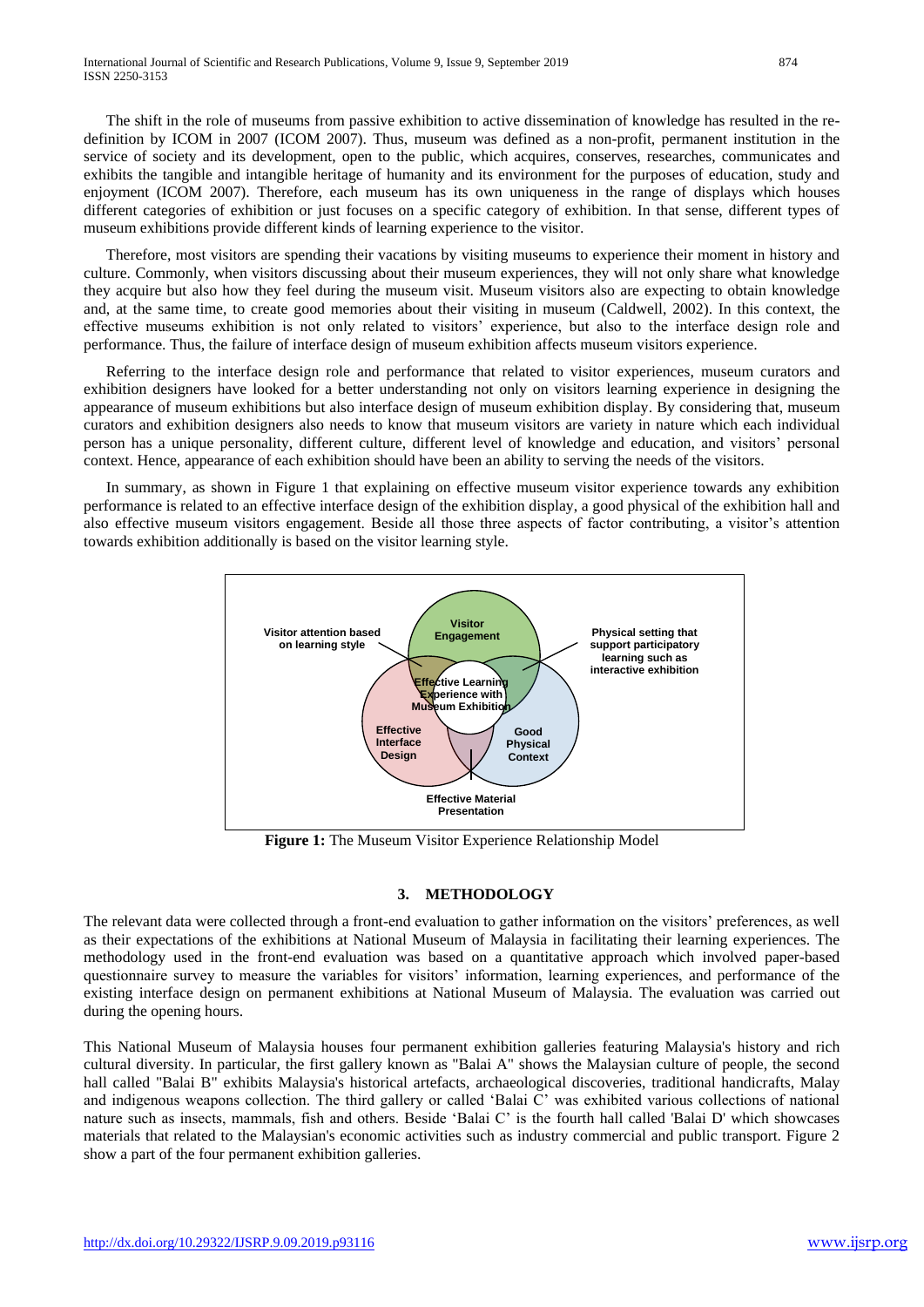The shift in the role of museums from passive exhibition to active dissemination of knowledge has resulted in the re-definition by ICOM in 2007 (ICOM 2007). Thus, museum was defined as a non-profit, permanent institution in the service of society and its development, open to the public, which acquires, conserves, researches, communicates and exhibits the tangible and intangible heritage of humanity and its environment for the purposes of education, study and enjoyment (ICOM 2007). Therefore, each museum has its own uniqueness in the range of displays which houses different categories of exhibition or just focuses on a specific category of exhibition. In that sense, different types of museum exhibitions provide different kinds of learning experience to the visitor.

Therefore, most visitors are spending their vacations by visiting museums to experience their moment in history and culture. Commonly, when visitors discussing about their museum experiences, they will not only share what knowledge they acquire but also how they feel during the museum visit. Museum visitors also are expecting to obtain knowledge and, at the same time, to create good memories about their visiting in museum (Caldwell, 2002). In this context, the effective museums exhibition is not only related to visitors' experience, but also to the interface design role and performance. Thus, the failure of interface design of museum exhibition affects museum visitors experience.

Referring to the interface design role and performance that related to visitor experiences, museum curators and exhibition designers have looked for a better understanding not only on visitors learning experience in designing the appearance of museum exhibitions but also interface design of museum exhibition display. By considering that, museum curators and exhibition designers also needs to know that museum visitors are variety in nature which each individual person has a unique personality, different culture, different level of knowledge and education, and visitors' personal context. Hence, appearance of each exhibition should have been an ability to serving the needs of the visitors.

In summary, as shown in Figure 1 that explaining on effective museum visitor experience towards any exhibition performance is related to an effective interface design of the exhibition display, a good physical of the exhibition hall and also effective museum visitors engagement. Beside all those three aspects of factor contributing, a visitor's attention towards exhibition additionally is based on the visitor learning style.

**Figure 1:** The Museum Visitor Experience Relationship Model

## 3. METHODOLOGY

The relevant data were collected through a front-end evaluation to gather information on the visitors' preferences, as well as their expectations of the exhibitions at National Museum of Malaysia in facilitating their learning experiences. The methodology used in the front-end evaluation was based on a quantitative approach which involved paper-based questionnaire survey to measure the variables for visitors' information, learning experiences, and performance of the existing interface design on permanent exhibitions at National Museum of Malaysia. The evaluation was carried out during the opening hours.

This National Museum of Malaysia houses four permanent exhibition galleries featuring Malaysia's history and rich cultural diversity. In particular, the first gallery known as "Balai A" shows the Malaysian culture of people, the second hall called "Balai B" exhibits Malaysia's historical artefacts, archaeological discoveries, traditional handicrafts, Malay and indigenous weapons collection. The third gallery or called 'Balai C' was exhibited various collections of national nature such as insects, mammals, fish and others. Beside 'Balai C' is the fourth hall called 'Balai D' which showcases materials that related to the Malaysian's economic activities such as industry commercial and public transport. Figure 2 show a part of the four permanent exhibition galleries.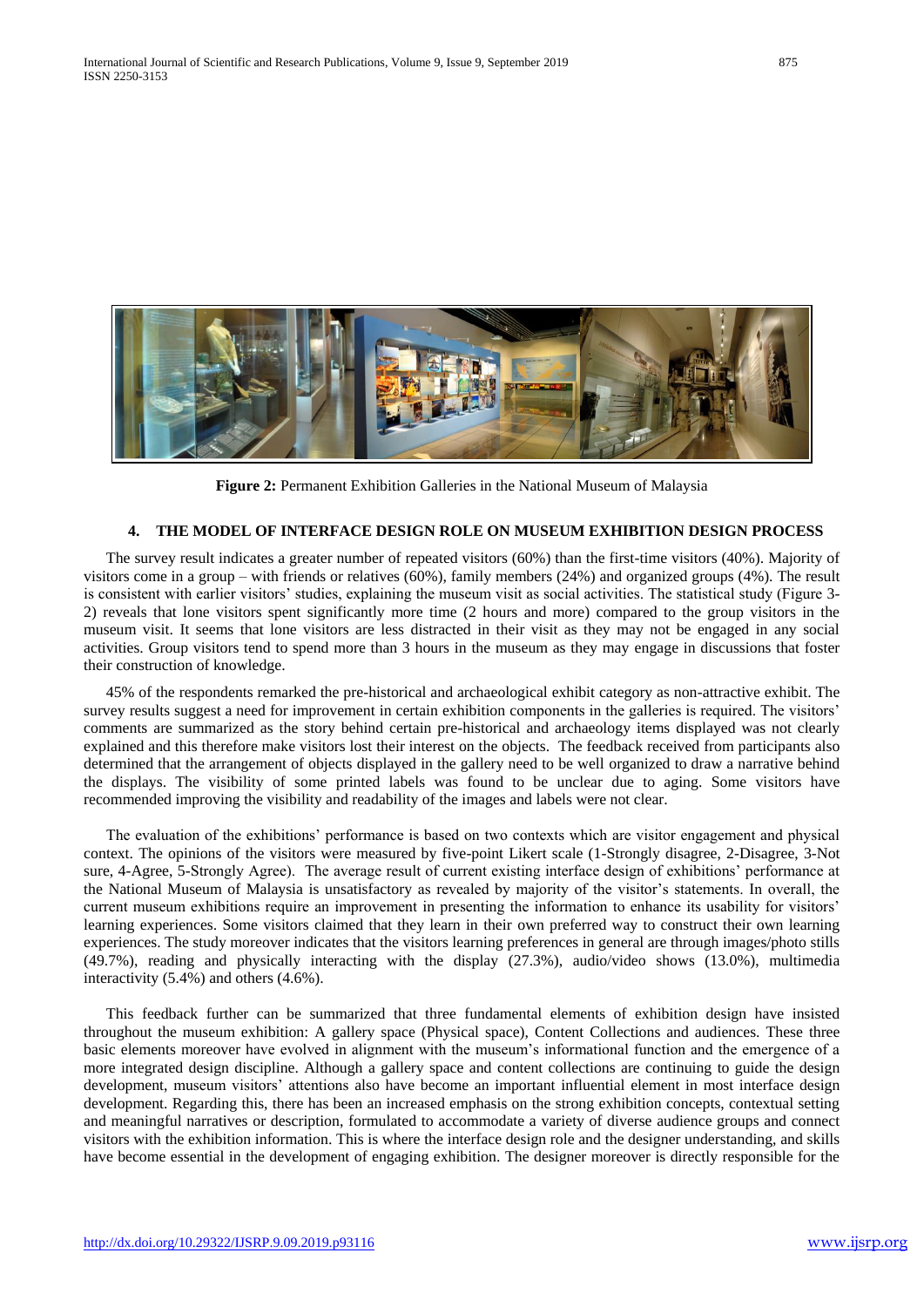Figure 2: Permanent Exhibition Galleries in the National Museum of Malaysia

## 4. THE MODEL OF INTERFACE DESIGN ROLE ON MUSEUM EXHIBITION DESIGN PROCESS

The survey result indicates a greater number of repeated visitors (60%) than the first-time visitors (40%). Majority of visitors come in a group – with friends or relatives (60%), family members (24%) and organized groups (4%). The result is consistent with earlier visitors' studies, explaining the museum visit as social activities. The statistical study (Figure 3-2) reveals that lone visitors spent significantly more time (2 hours and more) compared to the group visitors in the museum visit. It seems that lone visitors are less distracted in their visit as they may not be engaged in any social activities. Group visitors tend to spend more than 3 hours in the museum as they may engage in discussions that foster their construction of knowledge.

45% of the respondents remarked the pre-historical and archaeological exhibit category as non-attractive exhibit. The survey results suggest a need for improvement in certain exhibition components in the galleries is required. The visitors' comments are summarized as the story behind certain pre-historical and archaeology items displayed was not clearly explained and this therefore make visitors lost their interest on the objects. The feedback received from participants also determined that the arrangement of objects displayed in the gallery need to be well organized to draw a narrative behind the displays. The visibility of some printed labels was found to be unclear due to aging. Some visitors have recommended improving the visibility and readability of the images and labels were not clear.

The evaluation of the exhibitions' performance is based on two contexts which are visitor engagement and physical context. The opinions of the visitors were measured by five-point Likert scale (1-Strongly disagree, 2-Disagree, 3-Not sure, 4-Agree, 5-Strongly Agree). The average result of current existing interface design of exhibitions' performance at the National Museum of Malaysia is unsatisfactory as revealed by majority of the visitor's statements. In overall, the current museum exhibitions require an improvement in presenting the information to enhance its usability for visitors' learning experiences. Some visitors claimed that they learn in their own preferred way to construct their own learning experiences. The study moreover indicates that the visitors learning preferences in general are through images/photo stills (49.7%), reading and physically interacting with the display (27.3%), audio/video shows (13.0%), multimedia interactivity (5.4%) and others (4.6%).

This feedback further can be summarized that three fundamental elements of exhibition design have insisted throughout the museum exhibition: A gallery space (Physical space), Content Collections and audiences. These three basic elements moreover have evolved in alignment with the museum's informational function and the emergence of a more integrated design discipline. Although a gallery space and content collections are continuing to guide the design development, museum visitors' attentions also have become an important influential element in most interface design development. Regarding this, there has been an increased emphasis on the strong exhibition concepts, contextual setting and meaningful narratives or description, formulated to accommodate a variety of diverse audience groups and connect visitors with the exhibition information. This is where the interface design role and the designer understanding, and skills have become essential in the development of engaging exhibition. The designer moreover is directly responsible for the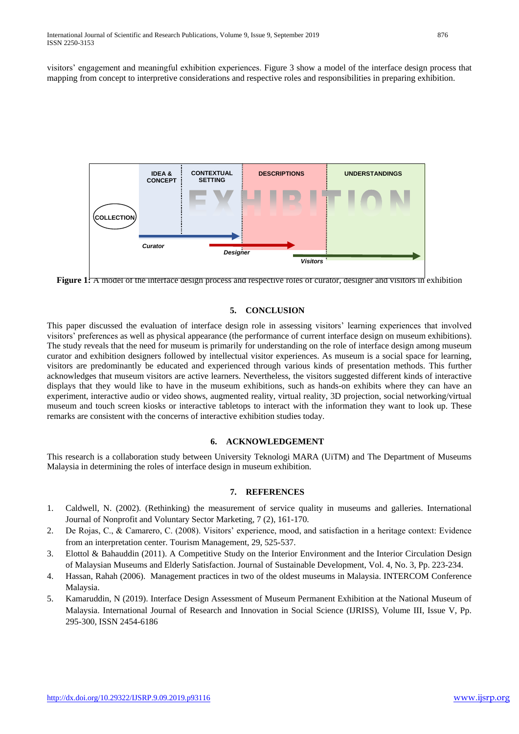visitors' engagement and meaningful exhibition experiences. Figure 3 show a model of the interface design process that mapping from concept to interpretive considerations and respective roles and responsibilities in preparing exhibition.

COLLECTION

IDEA & CONCEPT

CONTEXTUAL SETTING

DESCRIPTIONS

UNDERSTANDINGS

EXHIBITION

Curator

Designer

Visitors

**Figure 1:** A model of the interface design process and respective roles of curator, designer and visitors in exhibition

## 5. CONCLUSION

This paper discussed the evaluation of interface design role in assessing visitors' learning experiences that involved visitors' preferences as well as physical appearance (the performance of current interface design on museum exhibitions). The study reveals that the need for museum is primarily for understanding on the role of interface design among museum curator and exhibition designers followed by intellectual visitor experiences. As museum is a social space for learning, visitors are predominantly be educated and experienced through various kinds of presentation methods. This further acknowledges that museum visitors are active learners. Nevertheless, the visitors suggested different kinds of interactive displays that they would like to have in the museum exhibitions, such as hands-on exhibits where they can have an experiment, interactive audio or video shows, augmented reality, virtual reality, 3D projection, social networking/virtual museum and touch screen kiosks or interactive tabletops to interact with the information they want to look up. These remarks are consistent with the concerns of interactive exhibition studies today.

## 6. ACKNOWLEDGEMENT

This research is a collaboration study between University Teknologi MARA (UiTM) and The Department of Museums Malaysia in determining the roles of interface design in museum exhibition.

## 7. REFERENCES

1. Caldwell, N. (2002). (Rethinking) the measurement of service quality in museums and galleries. International Journal of Nonprofit and Voluntary Sector Marketing, 7 (2), 161-170.
2. De Rojas, C., & Camarero, C. (2008). Visitors' experience, mood, and satisfaction in a heritage context: Evidence from an interpretation center. Tourism Management, 29, 525-537.
3. Elottol & Bahauddin (2011). A Competitive Study on the Interior Environment and the Interior Circulation Design of Malaysian Museums and Elderly Satisfaction. Journal of Sustainable Development, Vol. 4, No. 3, Pp. 223-234.
4. Hassan, Rahah (2006). Management practices in two of the oldest museums in Malaysia. INTERCOM Conference Malaysia.
5. Kamaruddin, N (2019). Interface Design Assessment of Museum Permanent Exhibition at the National Museum of Malaysia. International Journal of Research and Innovation in Social Science (IJRISS), Volume III, Issue V, Pp. 295-300, ISSN 2454-6186